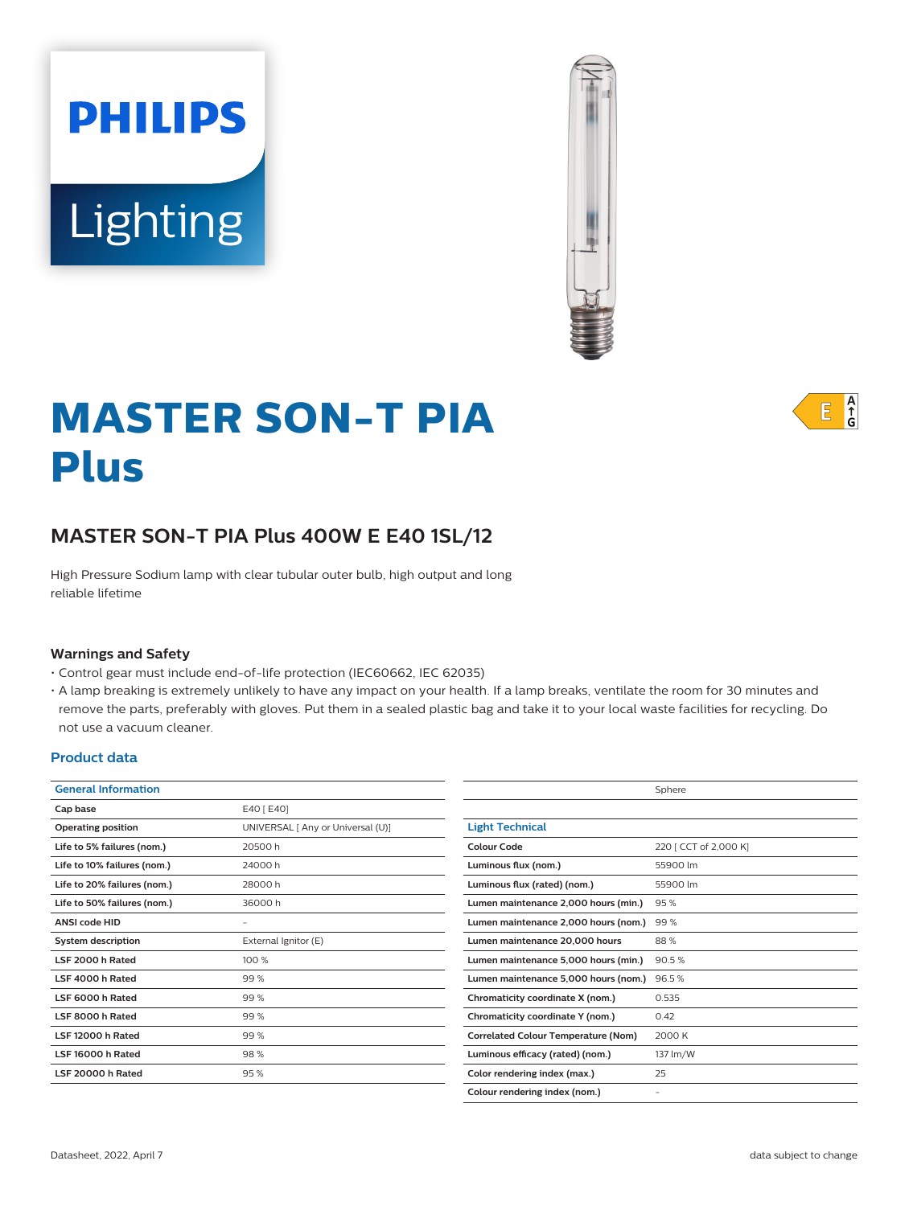PHILIPS

Lighting

# MASTER SON-T PIA Plus

## MASTER SON-T PIA Plus 400W E E40 1SL/12

High Pressure Sodium lamp with clear tubular outer bulb, high output and long reliable lifetime

### Warnings and Safety

- Control gear must include end-of-life protection (IEC60662, IEC 62035)
- A lamp breaking is extremely unlikely to have any impact on your health. If a lamp breaks, ventilate the room for 30 minutes and remove the parts, preferably with gloves. Put them in a sealed plastic bag and take it to your local waste facilities for recycling. Do not use a vacuum cleaner.

### Product data

| General Information | |
|---|---|
| Cap base | E40 [ E40] |
| Operating position | UNIVERSAL [ Any or Universal (U)] |
| Life to 5% failures (nom.) | 20500 h |
| Life to 10% failures (nom.) | 24000 h |
| Life to 20% failures (nom.) | 28000 h |
| Life to 50% failures (nom.) | 36000 h |
| ANSI code HID | - |
| System description | External Ignitor (E) |
| LSF 2000 h Rated | 100 % |
| LSF 4000 h Rated | 99 % |
| LSF 6000 h Rated | 99 % |
| LSF 8000 h Rated | 99 % |
| LSF 12000 h Rated | 99 % |
| LSF 16000 h Rated | 98 % |
| LSF 20000 h Rated | 95 % |

| | Sphere |
|---|---|
| | |

| Light Technical | |
|---|---|
| Colour Code | 220 [ CCT of 2,000 K] |
| Luminous flux (nom.) | 55900 lm |
| Luminous flux (rated) (nom.) | 55900 lm |
| Lumen maintenance 2,000 hours (min.) | 95 % |
| Lumen maintenance 2,000 hours (nom.) | 99 % |
| Lumen maintenance 20,000 hours | 88 % |
| Lumen maintenance 5,000 hours (min.) | 90.5 % |
| Lumen maintenance 5,000 hours (nom.) | 96.5 % |
| Chromaticity coordinate X (nom.) | 0.535 |
| Chromaticity coordinate Y (nom.) | 0.42 |
| Correlated Colour Temperature (Nom) | 2000 K |
| Luminous efficacy (rated) (nom.) | 137 lm/W |
| Color rendering index (max.) | 25 |
| Colour rendering index (nom.) | - |

Datasheet, 2022, April 7

data subject to change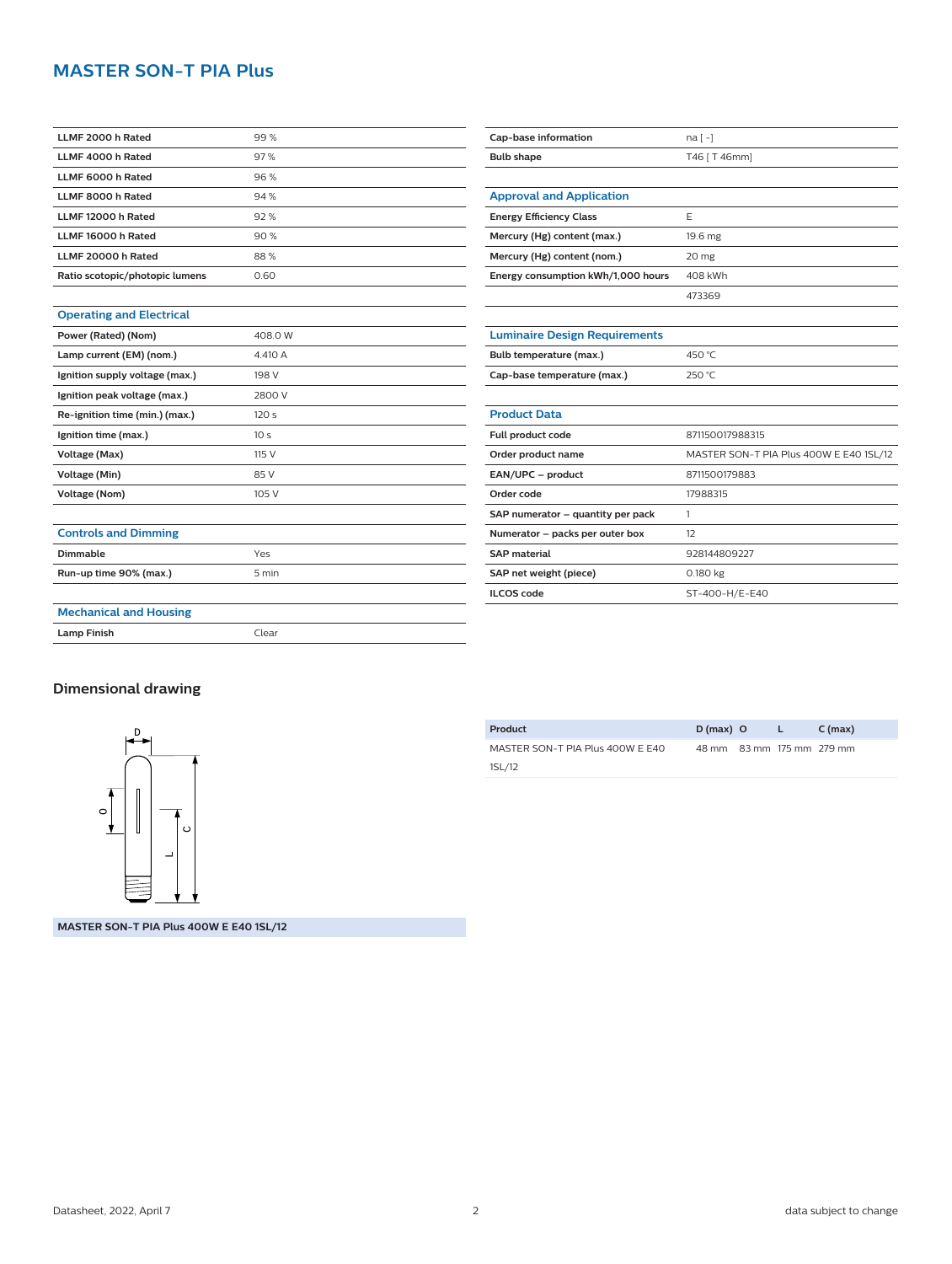# MASTER SON-T PIA Plus

| | |
|---|---|
| LLMF 2000 h Rated | 99 % |
| LLMF 4000 h Rated | 97 % |
| LLMF 6000 h Rated | 96 % |
| LLMF 8000 h Rated | 94 % |
| LLMF 12000 h Rated | 92 % |
| LLMF 16000 h Rated | 90 % |
| LLMF 20000 h Rated | 88 % |
| Ratio scotopic/photopic lumens | 0.60 |

### Operating and Electrical

| | |
|---|---|
| Power (Rated) (Nom) | 408.0 W |
| Lamp current (EM) (nom.) | 4.410 A |
| Ignition supply voltage (max.) | 198 V |
| Ignition peak voltage (max.) | 2800 V |
| Re-ignition time (min.) (max.) | 120 s |
| Ignition time (max.) | 10 s |
| Voltage (Max) | 115 V |
| Voltage (Min) | 85 V |
| Voltage (Nom) | 105 V |

### Controls and Dimming

| | |
|---|---|
| Dimmable | Yes |
| Run-up time 90% (max.) | 5 min |

### Mechanical and Housing

| | |
|---|---|
| Lamp Finish | Clear |

| | |
|---|---|
| Cap-base information | na [ -] |
| Bulb shape | T46 [ T 46mm] |

### Approval and Application

| | |
|---|---|
| Energy Efficiency Class | E |
| Mercury (Hg) content (max.) | 19.6 mg |
| Mercury (Hg) content (nom.) | 20 mg |
| Energy consumption kWh/1,000 hours | 408 kWh |
| | 473369 |

### Luminaire Design Requirements

| | |
|---|---|
| Bulb temperature (max.) | 450 °C |
| Cap-base temperature (max.) | 250 °C |

### Product Data

| | |
|---|---|
| Full product code | 871150017988315 |
| Order product name | MASTER SON-T PIA Plus 400W E E40 1SL/12 |
| EAN/UPC – product | 8711500179883 |
| Order code | 17988315 |
| SAP numerator – quantity per pack | 1 |
| Numerator – packs per outer box | 12 |
| SAP material | 928144809227 |
| SAP net weight (piece) | 0.180 kg |
| ILCOS code | ST-400-H/E-E40 |

## Dimensional drawing

MASTER SON-T PIA Plus 400W E E40 1SL/12

| Product | D (max) | O | L | C (max) |
|---|---|---|---|---|
| MASTER SON-T PIA Plus 400W E E40 1SL/12 | 48 mm | 83 mm | 175 mm | 279 mm |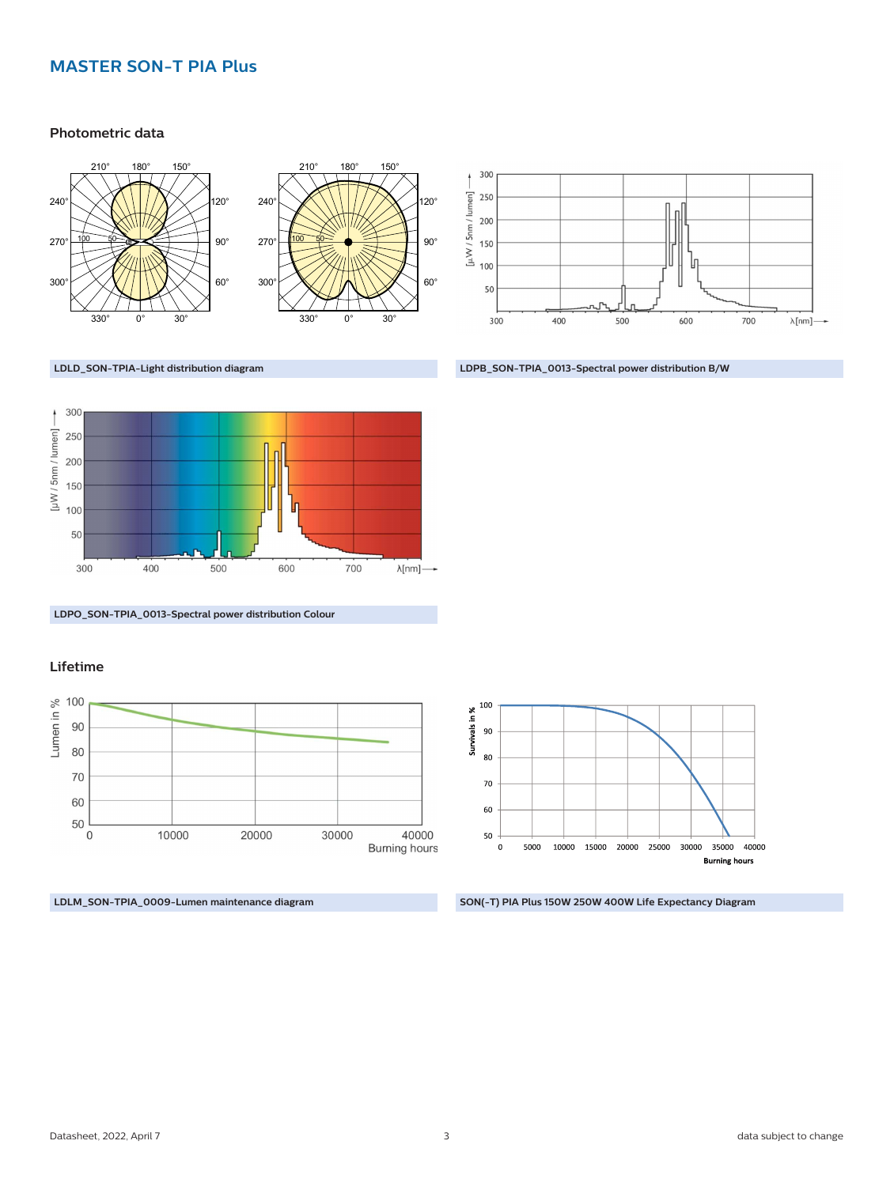# MASTER SON-T PIA Plus

## Photometric data

LDLD_SON-TPIA-Light distribution diagram

LDPB_SON-TPIA_0013-Spectral power distribution B/W

LDPO_SON-TPIA_0013-Spectral power distribution Colour

## Lifetime

LDLM_SON-TPIA_0009-Lumen maintenance diagram

SON(-T) PIA Plus 150W 250W 400W Life Expectancy Diagram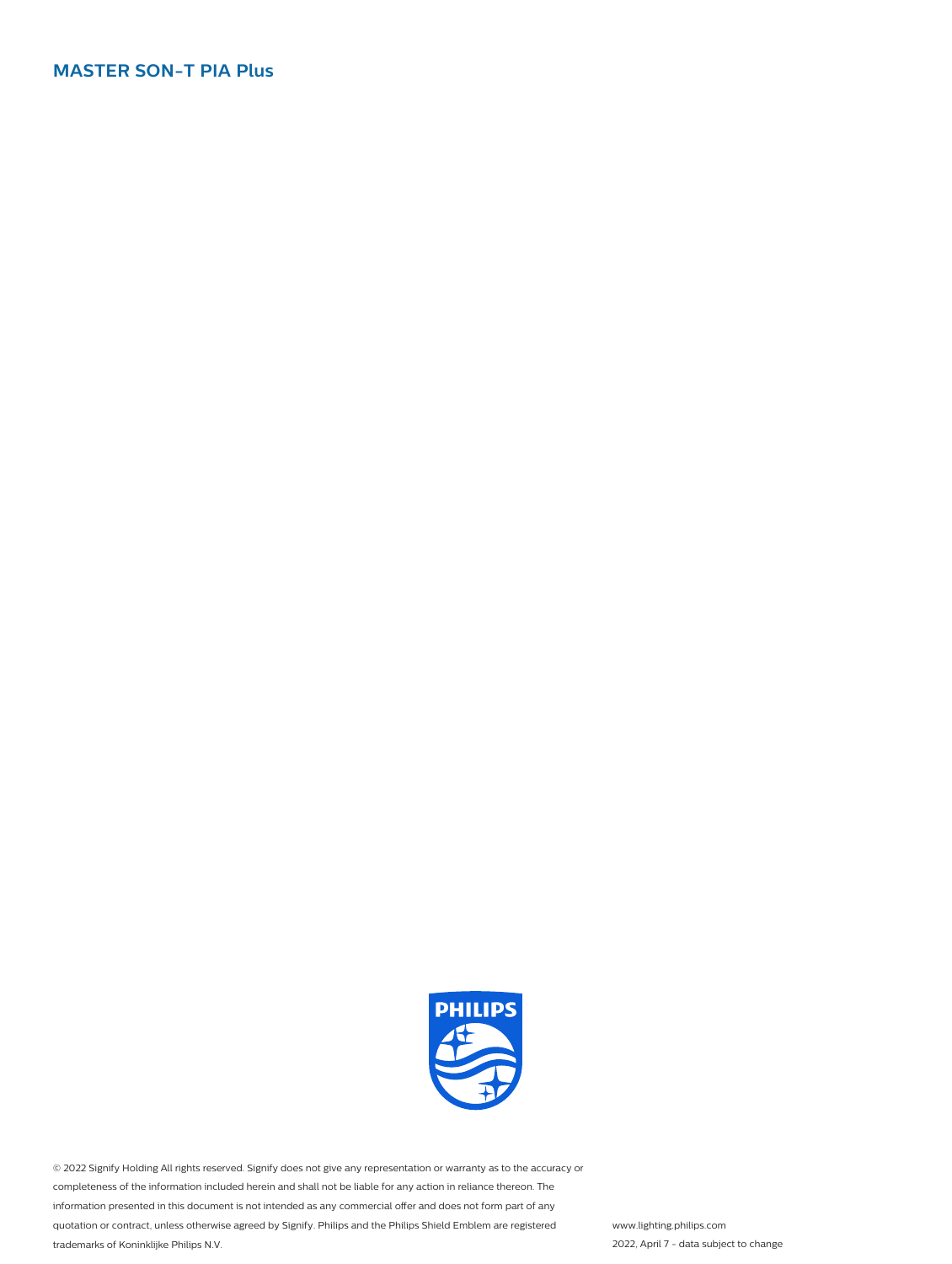© 2022 Signify Holding All rights reserved. Signify does not give any representation or warranty as to the accuracy or completeness of the information included herein and shall not be liable for any action in reliance thereon. The information presented in this document is not intended as any commercial offer and does not form part of any quotation or contract, unless otherwise agreed by Signify. Philips and the Philips Shield Emblem are registered trademarks of Koninklijke Philips N.V.

www.lighting.philips.com

2022, April 7 - data subject to change